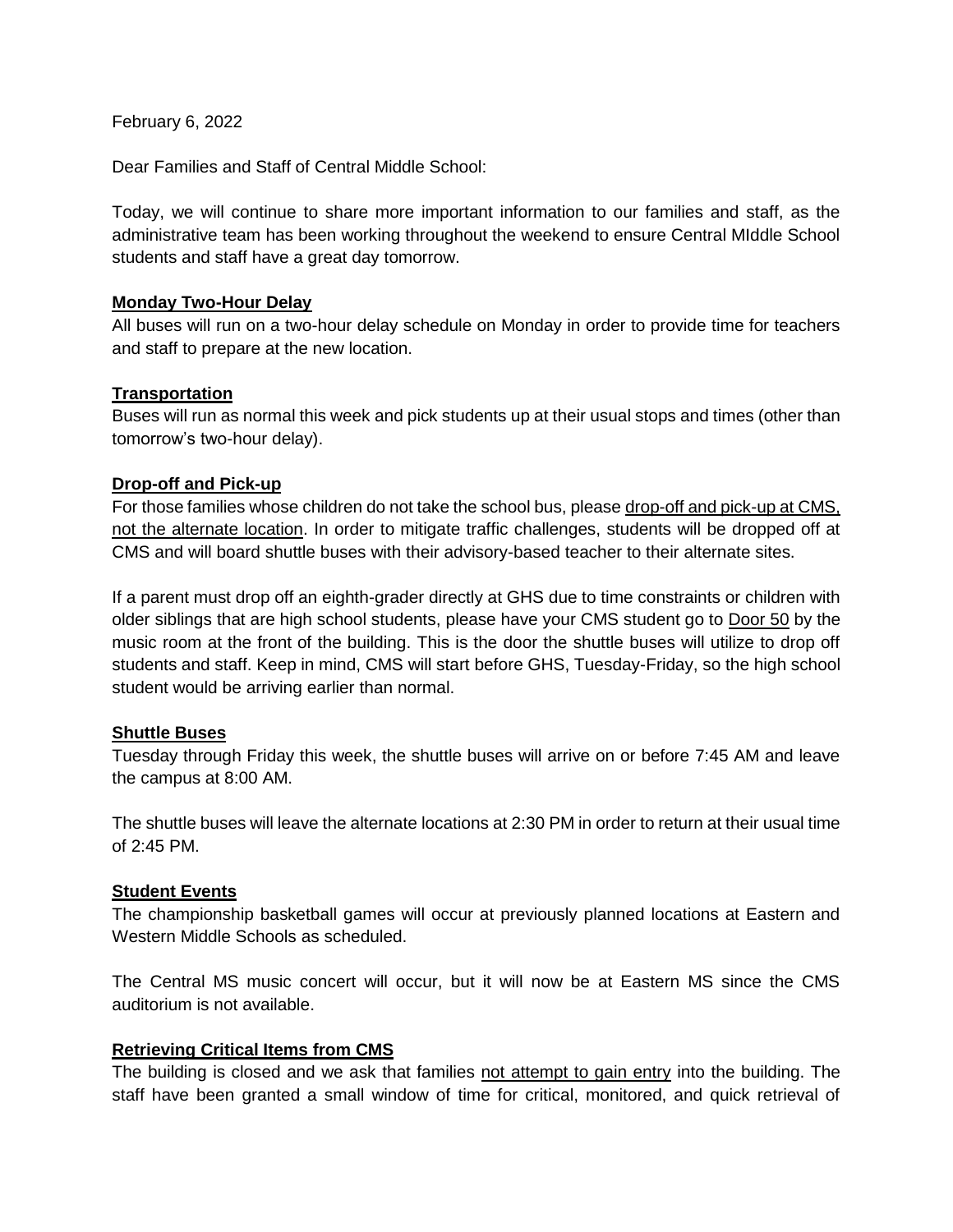February 6, 2022

Dear Families and Staff of Central Middle School:

Today, we will continue to share more important information to our families and staff, as the administrative team has been working throughout the weekend to ensure Central MIddle School students and staff have a great day tomorrow.

**Monday Two-Hour Delay**

All buses will run on a two-hour delay schedule on Monday in order to provide time for teachers and staff to prepare at the new location.

**Transportation**

Buses will run as normal this week and pick students up at their usual stops and times (other than tomorrow's two-hour delay).

**Drop-off and Pick-up**

For those families whose children do not take the school bus, please drop-off and pick-up at CMS, not the alternate location. In order to mitigate traffic challenges, students will be dropped off at CMS and will board shuttle buses with their advisory-based teacher to their alternate sites.

If a parent must drop off an eighth-grader directly at GHS due to time constraints or children with older siblings that are high school students, please have your CMS student go to Door 50 by the music room at the front of the building. This is the door the shuttle buses will utilize to drop off students and staff. Keep in mind, CMS will start before GHS, Tuesday-Friday, so the high school student would be arriving earlier than normal.

**Shuttle Buses**

Tuesday through Friday this week, the shuttle buses will arrive on or before 7:45 AM and leave the campus at 8:00 AM.

The shuttle buses will leave the alternate locations at 2:30 PM in order to return at their usual time of 2:45 PM.

**Student Events**

The championship basketball games will occur at previously planned locations at Eastern and Western Middle Schools as scheduled.

The Central MS music concert will occur, but it will now be at Eastern MS since the CMS auditorium is not available.

**Retrieving Critical Items from CMS**

The building is closed and we ask that families not attempt to gain entry into the building. The staff have been granted a small window of time for critical, monitored, and quick retrieval of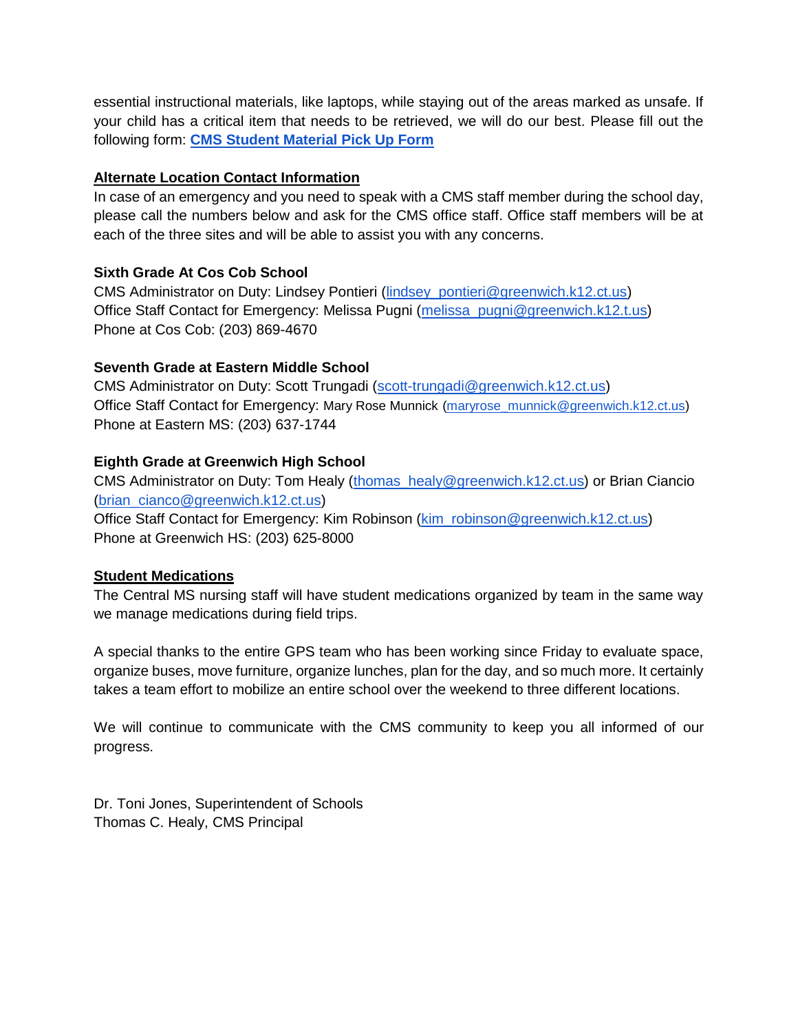essential instructional materials, like laptops, while staying out of the areas marked as unsafe. If your child has a critical item that needs to be retrieved, we will do our best. Please fill out the following form: **CMS Student Material Pick Up Form**

**Alternate Location Contact Information**

In case of an emergency and you need to speak with a CMS staff member during the school day, please call the numbers below and ask for the CMS office staff. Office staff members will be at each of the three sites and will be able to assist you with any concerns.

**Sixth Grade At Cos Cob School**

CMS Administrator on Duty: Lindsey Pontieri (lindsey_pontieri@greenwich.k12.ct.us)
Office Staff Contact for Emergency: Melissa Pugni (melissa_pugni@greenwich.k12.t.us)
Phone at Cos Cob: (203) 869-4670

**Seventh Grade at Eastern Middle School**

CMS Administrator on Duty: Scott Trungadi (scott-trungadi@greenwich.k12.ct.us)
Office Staff Contact for Emergency: Mary Rose Munnick (maryrose_munnick@greenwich.k12.ct.us)
Phone at Eastern MS: (203) 637-1744

**Eighth Grade at Greenwich High School**

CMS Administrator on Duty: Tom Healy (thomas_healy@greenwich.k12.ct.us) or Brian Ciancio (brian_cianco@greenwich.k12.ct.us)
Office Staff Contact for Emergency: Kim Robinson (kim_robinson@greenwich.k12.ct.us)
Phone at Greenwich HS: (203) 625-8000

**Student Medications**

The Central MS nursing staff will have student medications organized by team in the same way we manage medications during field trips.

A special thanks to the entire GPS team who has been working since Friday to evaluate space, organize buses, move furniture, organize lunches, plan for the day, and so much more. It certainly takes a team effort to mobilize an entire school over the weekend to three different locations.

We will continue to communicate with the CMS community to keep you all informed of our progress.

Dr. Toni Jones, Superintendent of Schools
Thomas C. Healy, CMS Principal